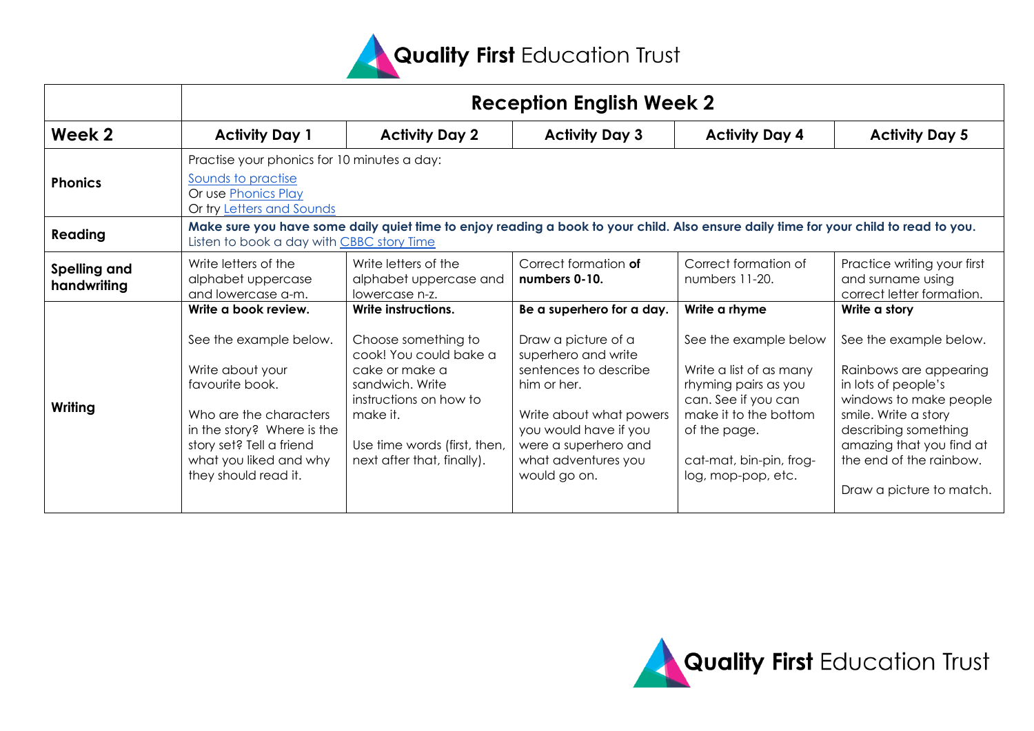Quality First Education Trust

| | Reception English Week 2 | | | | |
|---|---|---|---|---|---|
| **Week 2** | **Activity Day 1** | **Activity Day 2** | **Activity Day 3** | **Activity Day 4** | **Activity Day 5** |
| **Phonics** | Practise your phonics for 10 minutes a day: Sounds to practise Or use Phonics Play Or try Letters and Sounds | | | | |
| **Reading** | **Make sure you have some daily quiet time to enjoy reading a book to your child. Also ensure daily time for your child to read to you.** Listen to book a day with CBBC story Time | | | | |
| **Spelling and handwriting** | Write letters of the alphabet uppercase and lowercase a-m. | Write letters of the alphabet uppercase and lowercase n-z. | Correct formation **of numbers 0-10.** | Correct formation of numbers 11-20. | Practice writing your first and surname using correct letter formation. |
| **Writing** | **Write a book review.** See the example below. Write about your favourite book. Who are the characters in the story? Where is the story set? Tell a friend what you liked and why they should read it. | **Write instructions.** Choose something to cook! You could bake a cake or make a sandwich. Write instructions on how to make it. Use time words (first, then, next after that, finally). | **Be a superhero for a day.** Draw a picture of a superhero and write sentences to describe him or her. Write about what powers you would have if you were a superhero and what adventures you would go on. | **Write a rhyme** See the example below Write a list of as many rhyming pairs as you can. See if you can make it to the bottom of the page. cat-mat, bin-pin, frog-log, mop-pop, etc. | **Write a story** See the example below. Rainbows are appearing in lots of people's windows to make people smile. Write a story describing something amazing that you find at the end of the rainbow. Draw a picture to match. |

Quality First Education Trust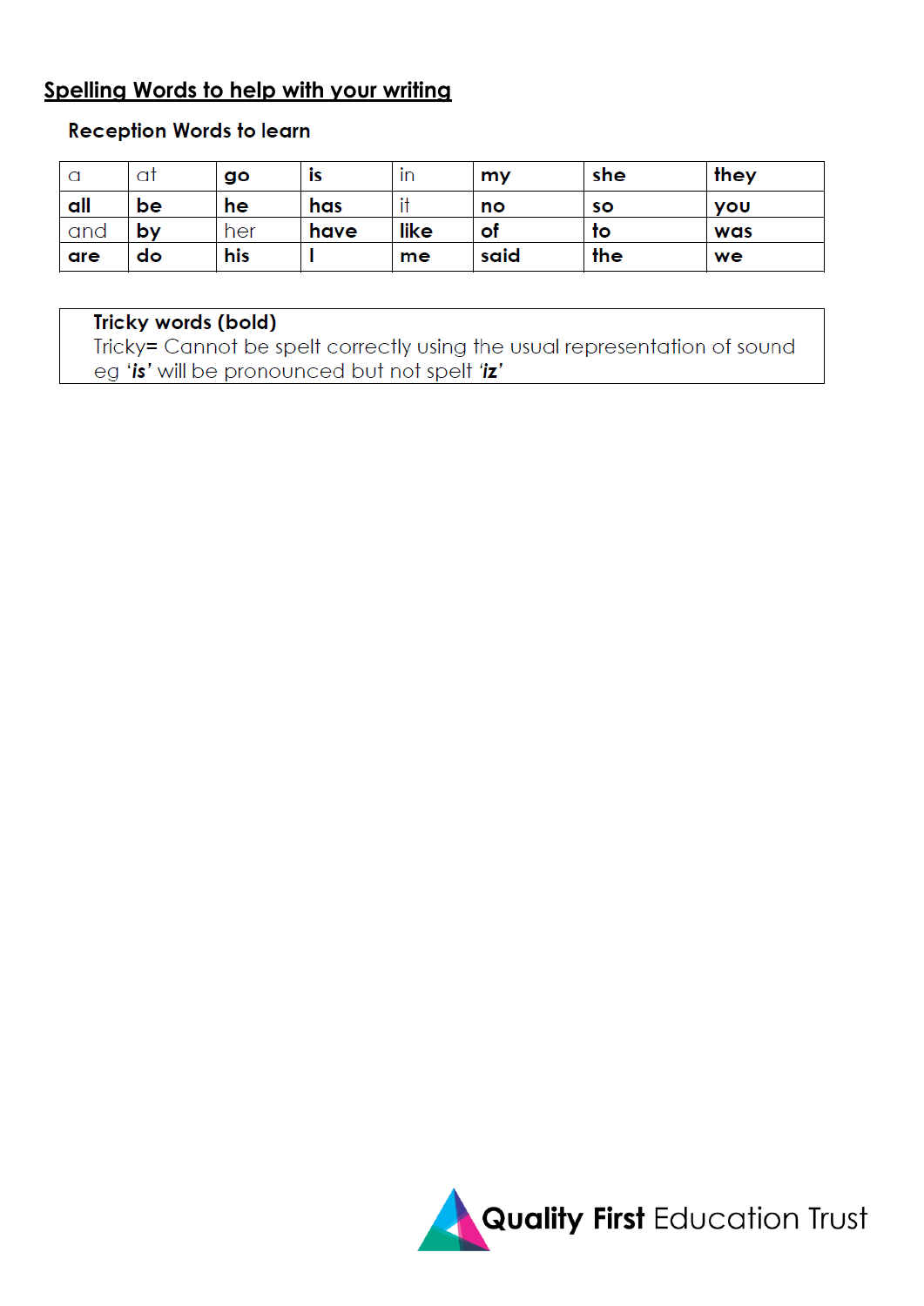<u>**Spelling Words to help with your writing**</u>

**Reception Words to learn**

| a | at | **go** | **is** | in | **my** | **she** | **they** |
|---|---|---|---|---|---|---|---|
| **all** | **be** | **he** | **has** | it | **no** | **so** | **you** |
| and | **by** | her | **have** | **like** | **of** | **to** | **was** |
| **are** | **do** | **his** | **I** | **me** | **said** | **the** | **we** |

**Tricky words (bold)**
Tricky= Cannot be spelt correctly using the usual representation of sound eg ***'is'*** will be pronounced but not spelt ***'iz'***

**Quality First** Education Trust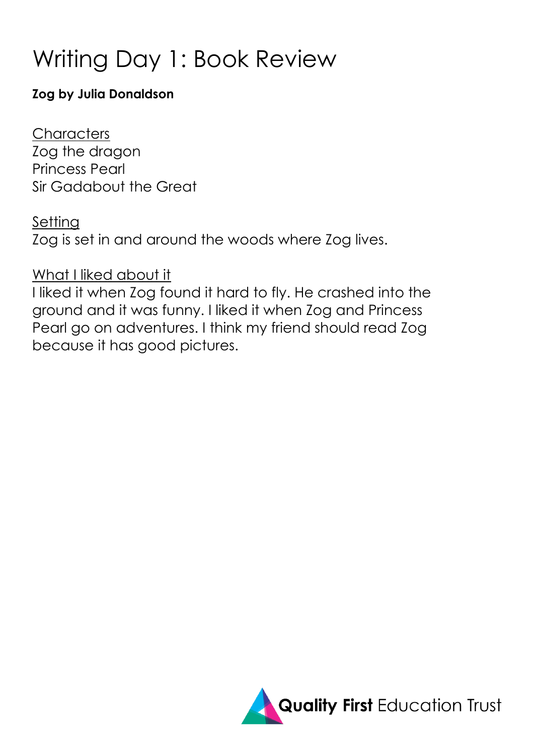# Writing Day 1: Book Review

**Zog by Julia Donaldson**

<u>Characters</u>
Zog the dragon
Princess Pearl
Sir Gadabout the Great

<u>Setting</u>
Zog is set in and around the woods where Zog lives.

<u>What I liked about it</u>
I liked it when Zog found it hard to fly. He crashed into the ground and it was funny. I liked it when Zog and Princess Pearl go on adventures. I think my friend should read Zog because it has good pictures.

**Quality First** Education Trust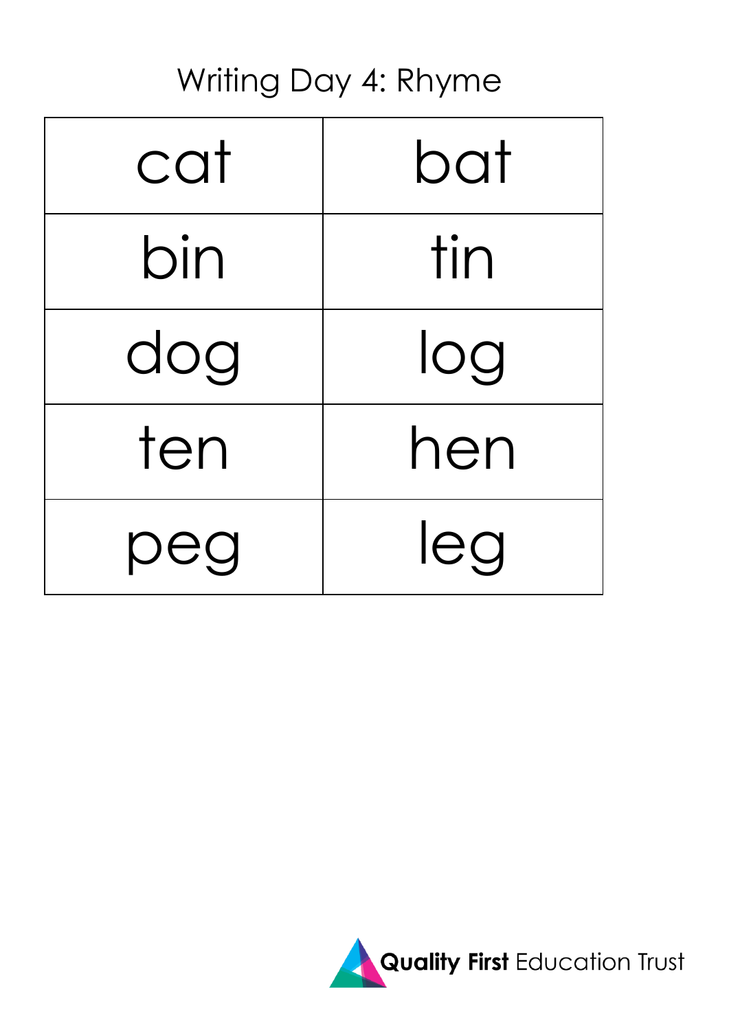# Writing Day 4: Rhyme

| | |
|---|---|
| cat | bat |
| bin | tin |
| dog | log |
| ten | hen |
| peg | leg |

**Quality First** Education Trust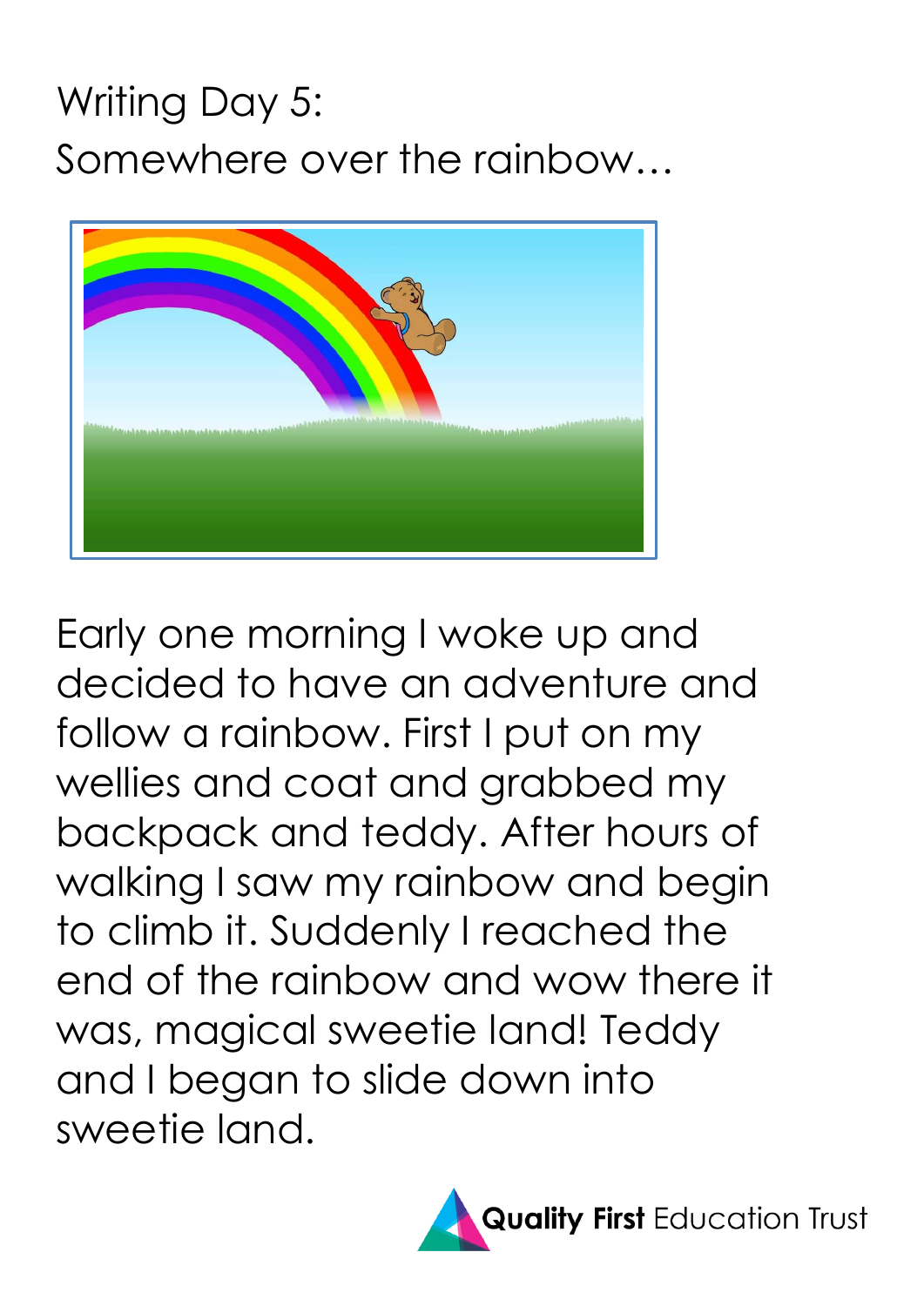Writing Day 5:

Somewhere over the rainbow…

Early one morning I woke up and decided to have an adventure and follow a rainbow. First I put on my wellies and coat and grabbed my backpack and teddy. After hours of walking I saw my rainbow and begin to climb it. Suddenly I reached the end of the rainbow and wow there it was, magical sweetie land! Teddy and I began to slide down into sweetie land.